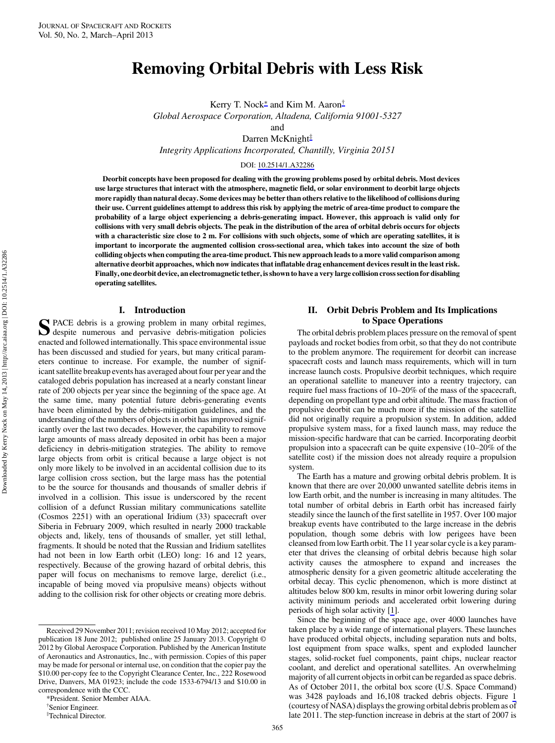# Removing Orbital Debris with Less Risk

Kerry T. Nock[*] and Kim M. Aaron[†]

*Global Aerospace Corporation, Altadena, California 91001-5327*

and

Darren McKnight[‡]

*Integrity Applications Incorporated, Chantilly, Virginia 20151*

DOI: 10.2514/1.A32286

**Deorbit concepts have been proposed for dealing with the growing problems posed by orbital debris. Most devices use large structures that interact with the atmosphere, magnetic field, or solar environment to deorbit large objects more rapidly than natural decay. Some devices may be better than others relative to the likelihood of collisions during their use. Current guidelines attempt to address this risk by applying the metric of area-time product to compare the probability of a large object experiencing a debris-generating impact. However, this approach is valid only for collisions with very small debris objects. The peak in the distribution of the area of orbital debris occurs for objects with a characteristic size close to 2 m. For collisions with such objects, some of which are operating satellites, it is important to incorporate the augmented collision cross-sectional area, which takes into account the size of both colliding objects when computing the area-time product. This new approach leads to a more valid comparison among alternative deorbit approaches, which now indicates that inflatable drag enhancement devices result in the least risk. Finally, one deorbit device, an electromagnetic tether, is shown to have a very large collision cross section for disabling operating satellites.**

## I. Introduction

SPACE debris is a growing problem in many orbital regimes, despite numerous and pervasive debris-mitigation policies enacted and followed internationally. This space environmental issue has been discussed and studied for years, but many critical parameters continue to increase. For example, the number of significant satellite breakup events has averaged about four per year and the cataloged debris population has increased at a nearly constant linear rate of 200 objects per year since the beginning of the space age. At the same time, many potential future debris-generating events have been eliminated by the debris-mitigation guidelines, and the understanding of the numbers of objects in orbit has improved significantly over the last two decades. However, the capability to remove large amounts of mass already deposited in orbit has been a major deficiency in debris-mitigation strategies. The ability to remove large objects from orbit is critical because a large object is not only more likely to be involved in an accidental collision due to its large collision cross section, but the large mass has the potential to be the source for thousands and thousands of smaller debris if involved in a collision. This issue is underscored by the recent collision of a defunct Russian military communications satellite (Cosmos 2251) with an operational Iridium (33) spacecraft over Siberia in February 2009, which resulted in nearly 2000 trackable objects and, likely, tens of thousands of smaller, yet still lethal, fragments. It should be noted that the Russian and Iridium satellites had not been in low Earth orbit (LEO) long: 16 and 12 years, respectively. Because of the growing hazard of orbital debris, this paper will focus on mechanisms to remove large, derelict (i.e., incapable of being moved via propulsive means) objects without adding to the collision risk for other objects or creating more debris.

## II. Orbit Debris Problem and Its Implications to Space Operations

The orbital debris problem places pressure on the removal of spent payloads and rocket bodies from orbit, so that they do not contribute to the problem anymore. The requirement for deorbit can increase spacecraft costs and launch mass requirements, which will in turn increase launch costs. Propulsive deorbit techniques, which require an operational satellite to maneuver into a reentry trajectory, can require fuel mass fractions of 10–20% of the mass of the spacecraft, depending on propellant type and orbit altitude. The mass fraction of propulsive deorbit can be much more if the mission of the satellite did not originally require a propulsion system. In addition, added propulsive system mass, for a fixed launch mass, may reduce the mission-specific hardware that can be carried. Incorporating deorbit propulsion into a spacecraft can be quite expensive (10–20% of the satellite cost) if the mission does not already require a propulsion system.

The Earth has a mature and growing orbital debris problem. It is known that there are over 20,000 unwanted satellite debris items in low Earth orbit, and the number is increasing in many altitudes. The total number of orbital debris in Earth orbit has increased fairly steadily since the launch of the first satellite in 1957. Over 100 major breakup events have contributed to the large increase in the debris population, though some debris with low perigees have been cleansed from low Earth orbit. The 11 year solar cycle is a key parameter that drives the cleansing of orbital debris because high solar activity causes the atmosphere to expand and increases the atmospheric density for a given geometric altitude accelerating the orbital decay. This cyclic phenomenon, which is more distinct at altitudes below 800 km, results in minor orbit lowering during solar activity minimum periods and accelerated orbit lowering during periods of high solar activity [1].

Since the beginning of the space age, over 4000 launches have taken place by a wide range of international players. These launches have produced orbital objects, including separation nuts and bolts, lost equipment from space walks, spent and exploded launcher stages, solid-rocket fuel components, paint chips, nuclear reactor coolant, and derelict and operational satellites. An overwhelming majority of all current objects in orbit can be regarded as space debris. As of October 2011, the orbital box score (U.S. Space Command) was 3428 payloads and 16,108 tracked debris objects. Figure 1 (courtesy of NASA) displays the growing orbital debris problem as of late 2011. The step-function increase in debris at the start of 2007 is

---

Received 29 November 2011; revision received 10 May 2012; accepted for publication 18 June 2012; published online 25 January 2013. Copyright © 2012 by Global Aerospace Corporation. Published by the American Institute of Aeronautics and Astronautics, Inc., with permission. Copies of this paper may be made for personal or internal use, on condition that the copier pay the $10.00 per-copy fee to the Copyright Clearance Center, Inc., 222 Rosewood Drive, Danvers, MA 01923; include the code 1533-6794/13 and $10.00 in correspondence with the CCC.

*President. Senior Member AIAA.

†Senior Engineer.

‡Technical Director.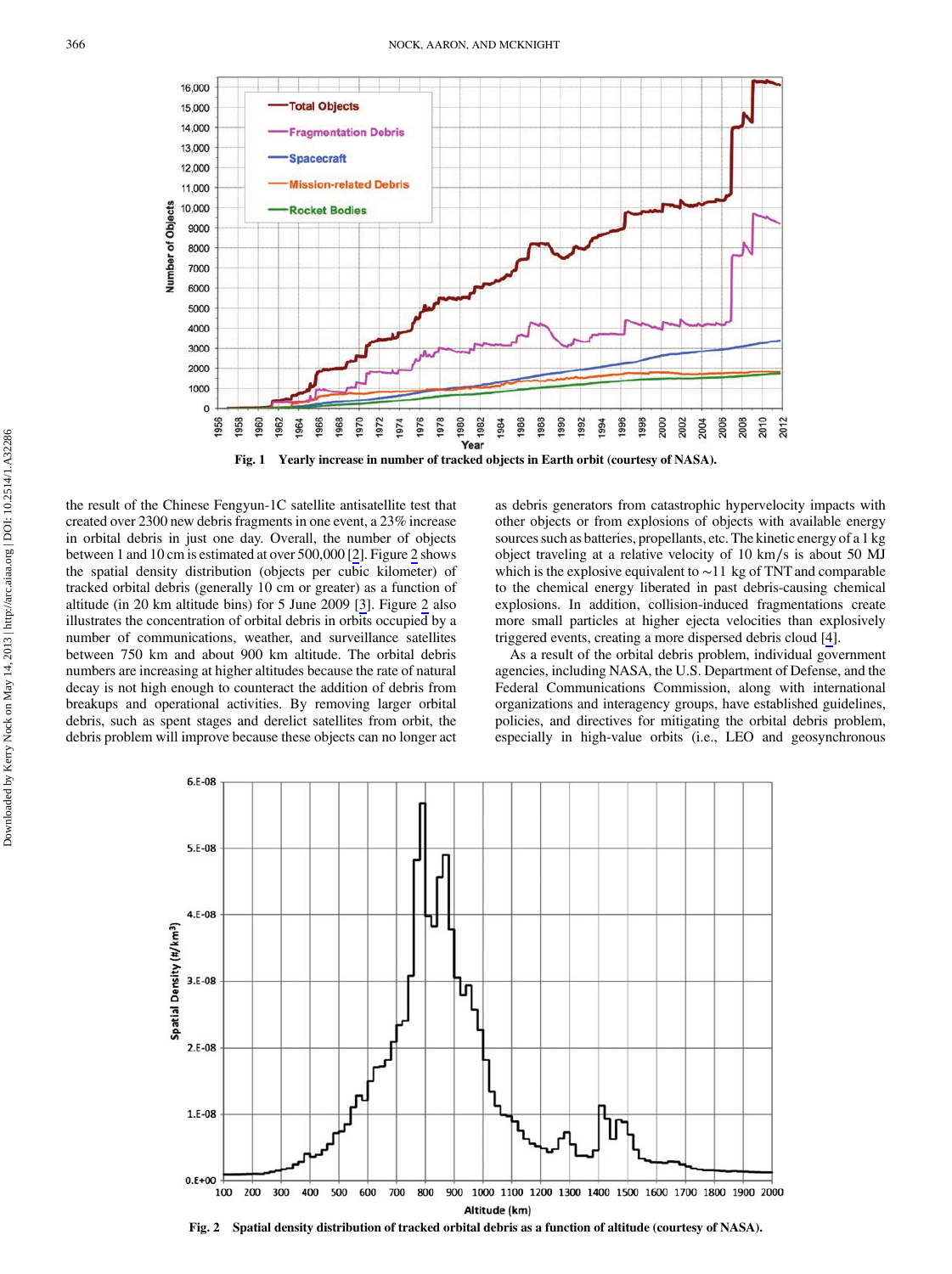Fig. 1 Yearly increase in number of tracked objects in Earth orbit (courtesy of NASA).

the result of the Chinese Fengyun-1C satellite antisatellite test that created over 2300 new debris fragments in one event, a 23% increase in orbital debris in just one day. Overall, the number of objects between 1 and 10 cm is estimated at over 500,000 [2]. Figure 2 shows the spatial density distribution (objects per cubic kilometer) of tracked orbital debris (generally 10 cm or greater) as a function of altitude (in 20 km altitude bins) for 5 June 2009 [3]. Figure 2 also illustrates the concentration of orbital debris in orbits occupied by a number of communications, weather, and surveillance satellites between 750 km and about 900 km altitude. The orbital debris numbers are increasing at higher altitudes because the rate of natural decay is not high enough to counteract the addition of debris from breakups and operational activities. By removing larger orbital debris, such as spent stages and derelict satellites from orbit, the debris problem will improve because these objects can no longer act as debris generators from catastrophic hypervelocity impacts with other objects or from explosions of objects with available energy sources such as batteries, propellants, etc. The kinetic energy of a 1 kg object traveling at a relative velocity of 10 km/s is about 50 MJ which is the explosive equivalent to ~11 kg of TNT and comparable to the chemical energy liberated in past debris-causing chemical explosions. In addition, collision-induced fragmentations create more small particles at higher ejecta velocities than explosively triggered events, creating a more dispersed debris cloud [4].

As a result of the orbital debris problem, individual government agencies, including NASA, the U.S. Department of Defense, and the Federal Communications Commission, along with international organizations and interagency groups, have established guidelines, policies, and directives for mitigating the orbital debris problem, especially in high-value orbits (i.e., LEO and geosynchronous

Fig. 2 Spatial density distribution of tracked orbital debris as a function of altitude (courtesy of NASA).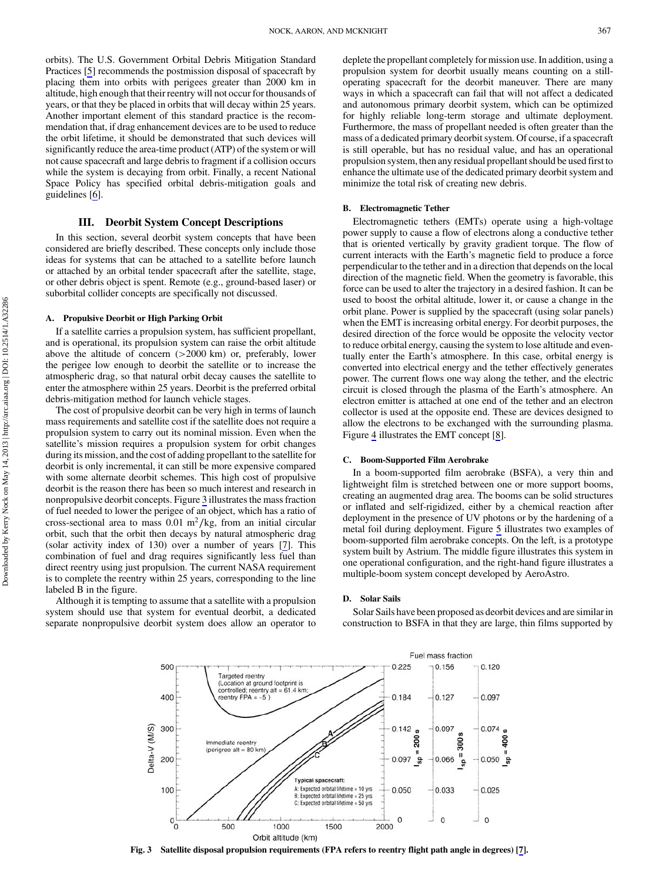orbits). The U.S. Government Orbital Debris Mitigation Standard Practices [5] recommends the postmission disposal of spacecraft by placing them into orbits with perigees greater than 2000 km in altitude, high enough that their reentry will not occur for thousands of years, or that they be placed in orbits that will decay within 25 years. Another important element of this standard practice is the recommendation that, if drag enhancement devices are to be used to reduce the orbit lifetime, it should be demonstrated that such devices will significantly reduce the area-time product (ATP) of the system or will not cause spacecraft and large debris to fragment if a collision occurs while the system is decaying from orbit. Finally, a recent National Space Policy has specified orbital debris-mitigation goals and guidelines [6].

## III. Deorbit System Concept Descriptions

In this section, several deorbit system concepts that have been considered are briefly described. These concepts only include those ideas for systems that can be attached to a satellite before launch or attached by an orbital tender spacecraft after the satellite, stage, or other debris object is spent. Remote (e.g., ground-based laser) or suborbital collider concepts are specifically not discussed.

### A. Propulsive Deorbit or High Parking Orbit

If a satellite carries a propulsion system, has sufficient propellant, and is operational, its propulsion system can raise the orbit altitude above the altitude of concern (>2000 km) or, preferably, lower the perigee low enough to deorbit the satellite or to increase the atmospheric drag, so that natural orbit decay causes the satellite to enter the atmosphere within 25 years. Deorbit is the preferred orbital debris-mitigation method for launch vehicle stages.

The cost of propulsive deorbit can be very high in terms of launch mass requirements and satellite cost if the satellite does not require a propulsion system to carry out its nominal mission. Even when the satellite's mission requires a propulsion system for orbit changes during its mission, and the cost of adding propellant to the satellite for deorbit is only incremental, it can still be more expensive compared with some alternate deorbit schemes. This high cost of propulsive deorbit is the reason there has been so much interest and research in nonpropulsive deorbit concepts. Figure 3 illustrates the mass fraction of fuel needed to lower the perigee of an object, which has a ratio of cross-sectional area to mass 0.01 $m^2/kg$, from an initial circular orbit, such that the orbit then decays by natural atmospheric drag (solar activity index of 130) over a number of years [7]. This combination of fuel and drag requires significantly less fuel than direct reentry using just propulsion. The current NASA requirement is to complete the reentry within 25 years, corresponding to the line labeled B in the figure.

Although it is tempting to assume that a satellite with a propulsion system should use that system for eventual deorbit, a dedicated separate nonpropulsive deorbit system does allow an operator to deplete the propellant completely for mission use. In addition, using a propulsion system for deorbit usually means counting on a still-operating spacecraft for the deorbit maneuver. There are many ways in which a spacecraft can fail that will not affect a dedicated and autonomous primary deorbit system, which can be optimized for highly reliable long-term storage and ultimate deployment. Furthermore, the mass of propellant needed is often greater than the mass of a dedicated primary deorbit system. Of course, if a spacecraft is still operable, but has no residual value, and has an operational propulsion system, then any residual propellant should be used first to enhance the ultimate use of the dedicated primary deorbit system and minimize the total risk of creating new debris.

### B. Electromagnetic Tether

Electromagnetic tethers (EMTs) operate using a high-voltage power supply to cause a flow of electrons along a conductive tether that is oriented vertically by gravity gradient torque. The flow of current interacts with the Earth's magnetic field to produce a force perpendicular to the tether and in a direction that depends on the local direction of the magnetic field. When the geometry is favorable, this force can be used to alter the trajectory in a desired fashion. It can be used to boost the orbital altitude, lower it, or cause a change in the orbit plane. Power is supplied by the spacecraft (using solar panels) when the EMT is increasing orbital energy. For deorbit purposes, the desired direction of the force would be opposite the velocity vector to reduce orbital energy, causing the system to lose altitude and eventually enter the Earth's atmosphere. In this case, orbital energy is converted into electrical energy and the tether effectively generates power. The current flows one way along the tether, and the electric circuit is closed through the plasma of the Earth's atmosphere. An electron emitter is attached at one end of the tether and an electron collector is used at the opposite end. These are devices designed to allow the electrons to be exchanged with the surrounding plasma. Figure 4 illustrates the EMT concept [8].

### C. Boom-Supported Film Aerobrake

In a boom-supported film aerobrake (BSFA), a very thin and lightweight film is stretched between one or more support booms, creating an augmented drag area. The booms can be solid structures or inflated and self-rigidized, either by a chemical reaction after deployment in the presence of UV photons or by the hardening of a metal foil during deployment. Figure 5 illustrates two examples of boom-supported film aerobrake concepts. On the left, is a prototype system built by Astrium. The middle figure illustrates this system in one operational configuration, and the right-hand figure illustrates a multiple-boom system concept developed by AeroAstro.

### D. Solar Sails

Solar Sails have been proposed as deorbit devices and are similar in construction to BSFA in that they are large, thin films supported by

Fuel mass fraction

Targeted reentry (Location at ground footprint is controlled; reentry alt = 61.4 km; reentry FPA = -5 )

Immediate reentry (perigree alt = 80 km)

Typical spacecraft:
A: Expected orbital lifetime = 10 yrs
B: Expected orbital lifetime = 25 yrs
C: Expected orbital lifetime = 50 yrs

Delta-V (M/S)

Orbit altitude (km)

$I_{sp}$ = 200 s: 0, 0.050, 0.097, 0.142, 0.184, 0.225

$I_{sp}$ = 300 s: 0, 0.033, 0.066, 0.097, 0.127, 0.156

$I_{sp}$ = 400 s: 0, 0.025, 0.050, 0.074, 0.097, 0.120

Fig. 3 Satellite disposal propulsion requirements (FPA refers to reentry flight path angle in degrees) [7].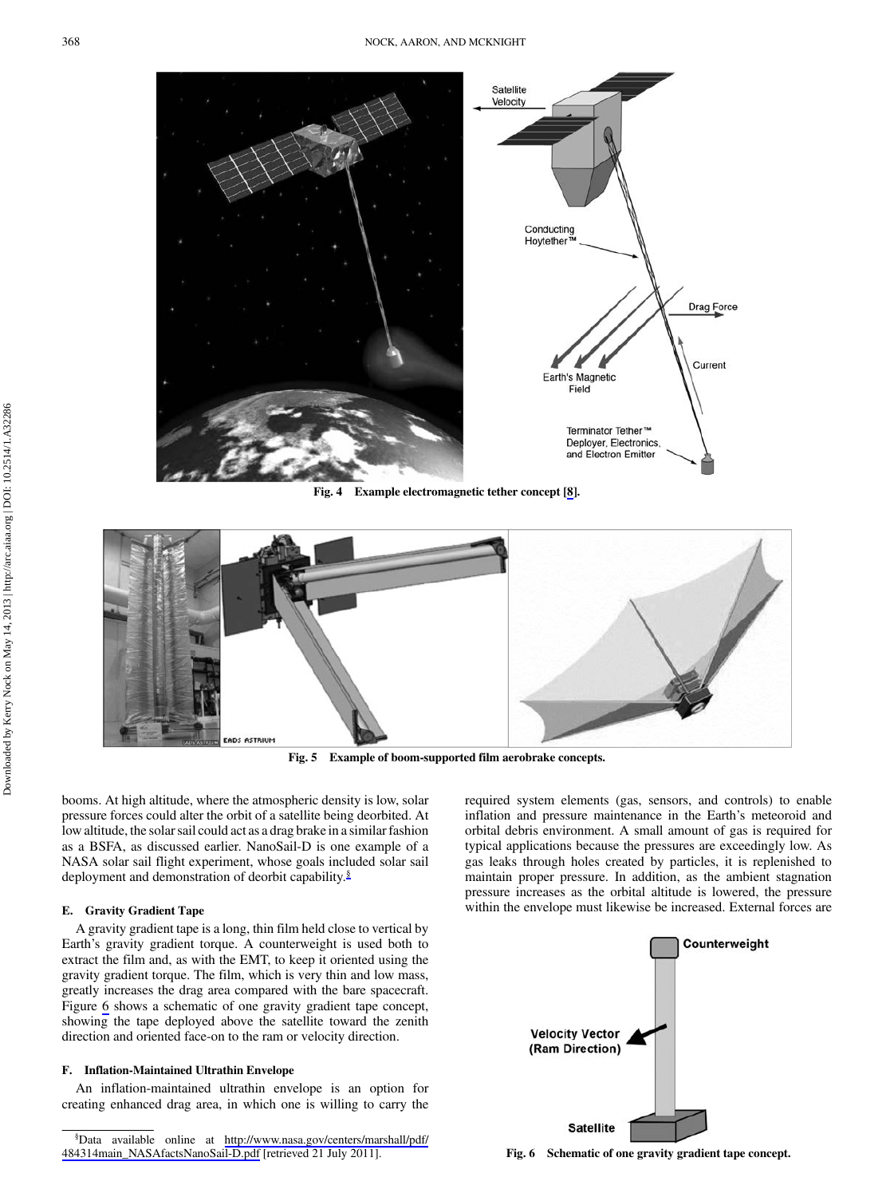Fig. 4 Example electromagnetic tether concept [8].

Fig. 5 Example of boom-supported film aerobrake concepts.

booms. At high altitude, where the atmospheric density is low, solar pressure forces could alter the orbit of a satellite being deorbited. At low altitude, the solar sail could act as a drag brake in a similar fashion as a BSFA, as discussed earlier. NanoSail-D is one example of a NASA solar sail flight experiment, whose goals included solar sail deployment and demonstration of deorbit capability.[§]

### E. Gravity Gradient Tape

A gravity gradient tape is a long, thin film held close to vertical by Earth's gravity gradient torque. A counterweight is used both to extract the film and, as with the EMT, to keep it oriented using the gravity gradient torque. The film, which is very thin and low mass, greatly increases the drag area compared with the bare spacecraft. Figure 6 shows a schematic of one gravity gradient tape concept, showing the tape deployed above the satellite toward the zenith direction and oriented face-on to the ram or velocity direction.

### F. Inflation-Maintained Ultrathin Envelope

An inflation-maintained ultrathin envelope is an option for creating enhanced drag area, in which one is willing to carry the required system elements (gas, sensors, and controls) to enable inflation and pressure maintenance in the Earth's meteoroid and orbital debris environment. A small amount of gas is required for typical applications because the pressures are exceedingly low. As gas leaks through holes created by particles, it is replenished to maintain proper pressure. In addition, as the ambient stagnation pressure increases as the orbital altitude is lowered, the pressure within the envelope must likewise be increased. External forces are

Fig. 6 Schematic of one gravity gradient tape concept.

[§]Data available online at http://www.nasa.gov/centers/marshall/pdf/484314main_NASAfactsNanoSail-D.pdf [retrieved 21 July 2011].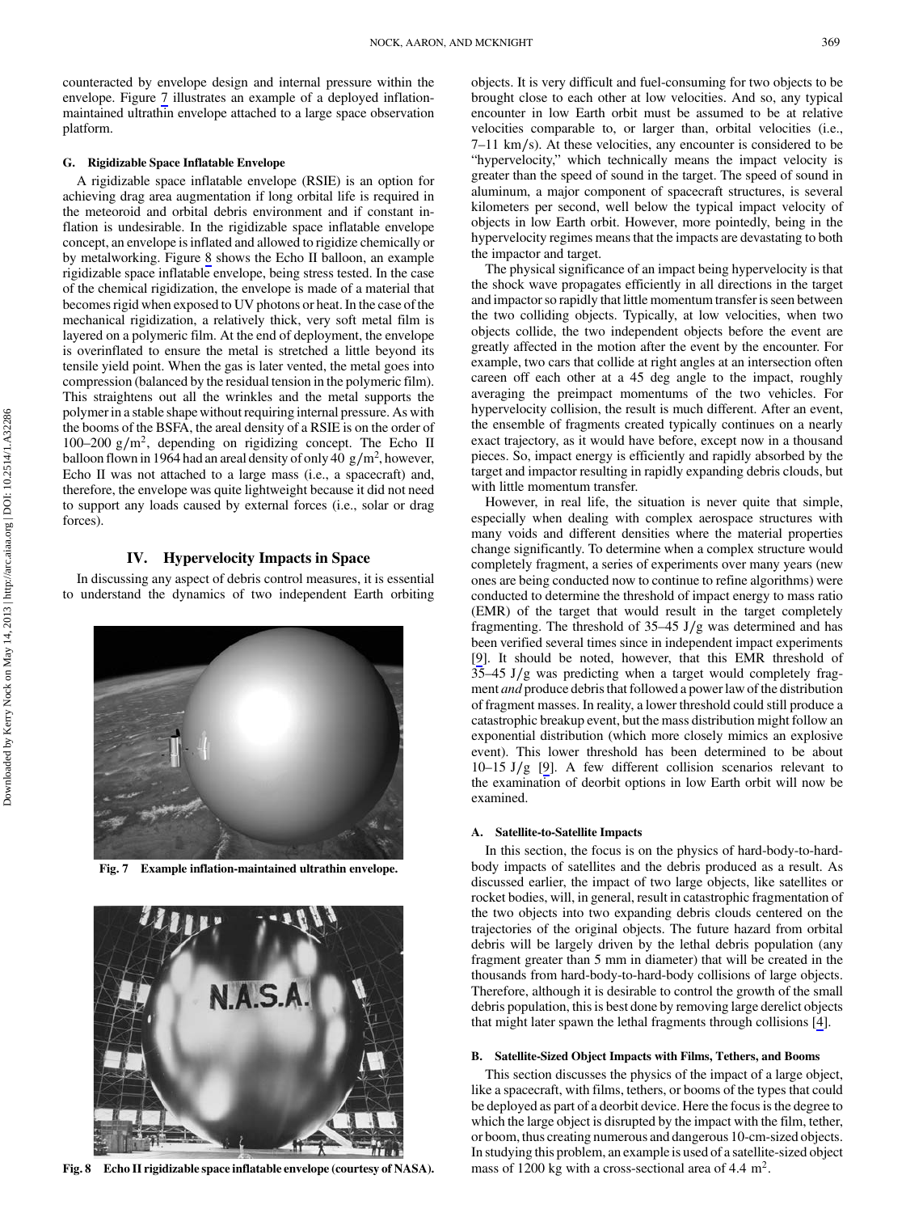counteracted by envelope design and internal pressure within the envelope. Figure 7 illustrates an example of a deployed inflation-maintained ultrathin envelope attached to a large space observation platform.

### G. Rigidizable Space Inflatable Envelope

A rigidizable space inflatable envelope (RSIE) is an option for achieving drag area augmentation if long orbital life is required in the meteoroid and orbital debris environment and if constant inflation is undesirable. In the rigidizable space inflatable envelope concept, an envelope is inflated and allowed to rigidize chemically or by metalworking. Figure 8 shows the Echo II balloon, an example rigidizable space inflatable envelope, being stress tested. In the case of the chemical rigidization, the envelope is made of a material that becomes rigid when exposed to UV photons or heat. In the case of the mechanical rigidization, a relatively thick, very soft metal film is layered on a polymeric film. At the end of deployment, the envelope is overinflated to ensure the metal is stretched a little beyond its tensile yield point. When the gas is later vented, the metal goes into compression (balanced by the residual tension in the polymeric film). This straightens out all the wrinkles and the metal supports the polymer in a stable shape without requiring internal pressure. As with the booms of the BSFA, the areal density of a RSIE is on the order of 100–200 $\mathrm{g/m^2}$, depending on rigidizing concept. The Echo II balloon flown in 1964 had an areal density of only 40 $\mathrm{g/m^2}$, however, Echo II was not attached to a large mass (i.e., a spacecraft) and, therefore, the envelope was quite lightweight because it did not need to support any loads caused by external forces (i.e., solar or drag forces).

## IV. Hypervelocity Impacts in Space

In discussing any aspect of debris control measures, it is essential to understand the dynamics of two independent Earth orbiting objects. It is very difficult and fuel-consuming for two objects to be brought close to each other at low velocities. And so, any typical encounter in low Earth orbit must be assumed to be at relative velocities comparable to, or larger than, orbital velocities (i.e., 7–11 km/s). At these velocities, any encounter is considered to be "hypervelocity," which technically means the impact velocity is greater than the speed of sound in the target. The speed of sound in aluminum, a major component of spacecraft structures, is several kilometers per second, well below the typical impact velocity of objects in low Earth orbit. However, more pointedly, being in the hypervelocity regimes means that the impacts are devastating to both the impactor and target.

Fig. 7 Example inflation-maintained ultrathin envelope.

Fig. 8 Echo II rigidizable space inflatable envelope (courtesy of NASA).

The physical significance of an impact being hypervelocity is that the shock wave propagates efficiently in all directions in the target and impactor so rapidly that little momentum transfer is seen between the two colliding objects. Typically, at low velocities, when two objects collide, the two independent objects before the event are greatly affected in the motion after the event by the encounter. For example, two cars that collide at right angles at an intersection often careen off each other at a 45 deg angle to the impact, roughly averaging the preimpact momentums of the two vehicles. For hypervelocity collision, the result is much different. After an event, the ensemble of fragments created typically continues on a nearly exact trajectory, as it would have before, except now in a thousand pieces. So, impact energy is efficiently and rapidly absorbed by the target and impactor resulting in rapidly expanding debris clouds, but with little momentum transfer.

However, in real life, the situation is never quite that simple, especially when dealing with complex aerospace structures with many voids and different densities where the material properties change significantly. To determine when a complex structure would completely fragment, a series of experiments over many years (new ones are being conducted now to continue to refine algorithms) were conducted to determine the threshold of impact energy to mass ratio (EMR) of the target that would result in the target completely fragmenting. The threshold of 35–45 J/g was determined and has been verified several times since in independent impact experiments [9]. It should be noted, however, that this EMR threshold of 35–45 J/g was predicting when a target would completely fragment *and* produce debris that followed a power law of the distribution of fragment masses. In reality, a lower threshold could still produce a catastrophic breakup event, but the mass distribution might follow an exponential distribution (which more closely mimics an explosive event). This lower threshold has been determined to be about 10–15 J/g [9]. A few different collision scenarios relevant to the examination of deorbit options in low Earth orbit will now be examined.

### A. Satellite-to-Satellite Impacts

In this section, the focus is on the physics of hard-body-to-hard-body impacts of satellites and the debris produced as a result. As discussed earlier, the impact of two large objects, like satellites or rocket bodies, will, in general, result in catastrophic fragmentation of the two objects into two expanding debris clouds centered on the trajectories of the original objects. The future hazard from orbital debris will be largely driven by the lethal debris population (any fragment greater than 5 mm in diameter) that will be created in the thousands from hard-body-to-hard-body collisions of large objects. Therefore, although it is desirable to control the growth of the small debris population, this is best done by removing large derelict objects that might later spawn the lethal fragments through collisions [4].

### B. Satellite-Sized Object Impacts with Films, Tethers, and Booms

This section discusses the physics of the impact of a large object, like a spacecraft, with films, tethers, or booms of the types that could be deployed as part of a deorbit device. Here the focus is the degree to which the large object is disrupted by the impact with the film, tether, or boom, thus creating numerous and dangerous 10-cm-sized objects. In studying this problem, an example is used of a satellite-sized object mass of 1200 kg with a cross-sectional area of 4.4 $\mathrm{m^2}$.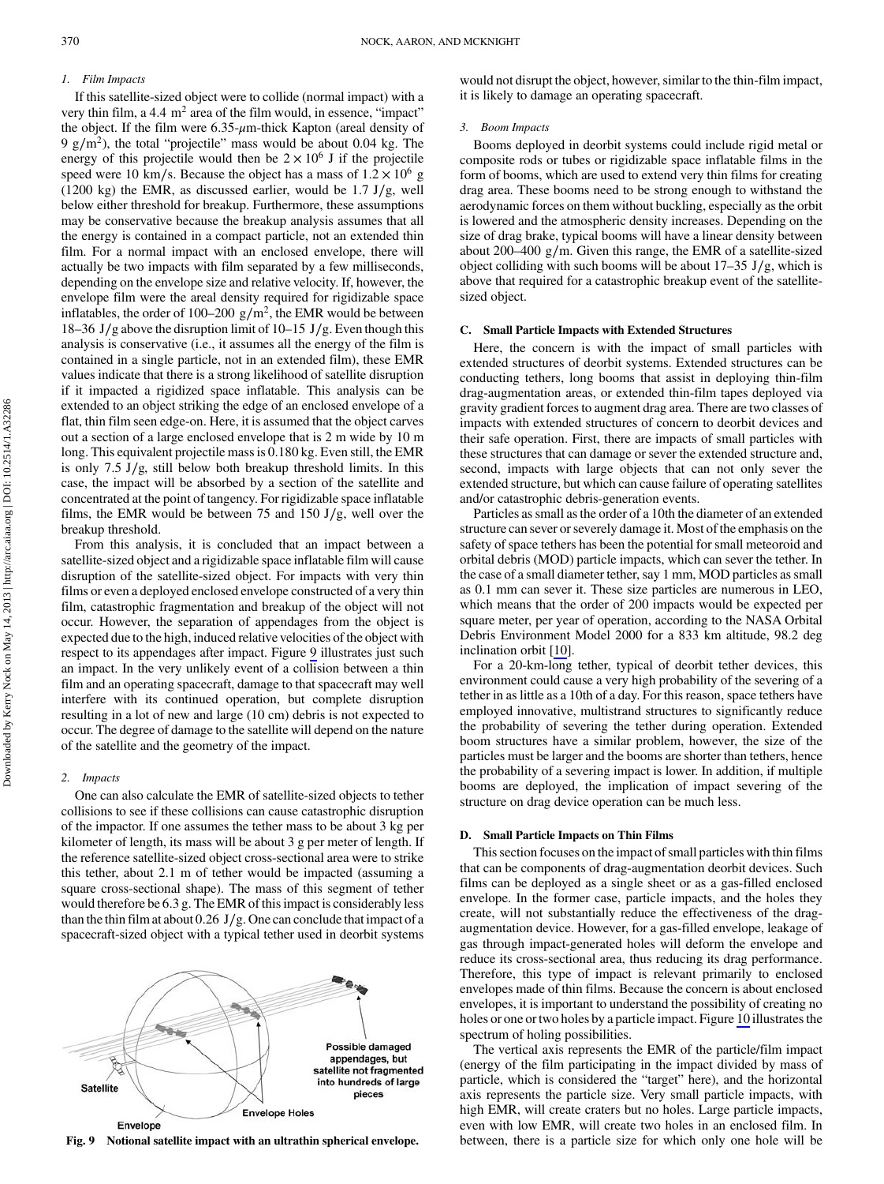#### 1. Film Impacts

If this satellite-sized object were to collide (normal impact) with a very thin film, a 4.4 $m^2$ area of the film would, in essence, "impact" the object. If the film were 6.35-$\mu$m-thick Kapton (areal density of 9 $g/m^2$), the total "projectile" mass would be about 0.04 kg. The energy of this projectile would then be $2 \times 10^6$ J if the projectile speed were 10 km/s. Because the object has a mass of $1.2 \times 10^6$ g (1200 kg) the EMR, as discussed earlier, would be 1.7 J/g, well below either threshold for breakup. Furthermore, these assumptions may be conservative because the breakup analysis assumes that all the energy is contained in a compact particle, not an extended thin film. For a normal impact with an enclosed envelope, there will actually be two impacts with film separated by a few milliseconds, depending on the envelope size and relative velocity. If, however, the envelope film were the areal density required for rigidizable space inflatables, the order of 100–200 $g/m^2$, the EMR would be between 18–36 J/g above the disruption limit of 10–15 J/g. Even though this analysis is conservative (i.e., it assumes all the energy of the film is contained in a single particle, not in an extended film), these EMR values indicate that there is a strong likelihood of satellite disruption if it impacted a rigidized space inflatable. This analysis can be extended to an object striking the edge of an enclosed envelope of a flat, thin film seen edge-on. Here, it is assumed that the object carves out a section of a large enclosed envelope that is 2 m wide by 10 m long. This equivalent projectile mass is 0.180 kg. Even still, the EMR is only 7.5 J/g, still below both breakup threshold limits. In this case, the impact will be absorbed by a section of the satellite and concentrated at the point of tangency. For rigidizable space inflatable films, the EMR would be between 75 and 150 J/g, well over the breakup threshold.

From this analysis, it is concluded that an impact between a satellite-sized object and a rigidizable space inflatable film will cause disruption of the satellite-sized object. For impacts with very thin films or even a deployed enclosed envelope constructed of a very thin film, catastrophic fragmentation and breakup of the object will not occur. However, the separation of appendages from the object is expected due to the high, induced relative velocities of the object with respect to its appendages after impact. Figure 9 illustrates just such an impact. In the very unlikely event of a collision between a thin film and an operating spacecraft, damage to that spacecraft may well interfere with its continued operation, but complete disruption resulting in a lot of new and large (10 cm) debris is not expected to occur. The degree of damage to the satellite will depend on the nature of the satellite and the geometry of the impact.

#### 2. Impacts

One can also calculate the EMR of satellite-sized objects to tether collisions to see if these collisions can cause catastrophic disruption of the impactor. If one assumes the tether mass to be about 3 kg per kilometer of length, its mass will be about 3 g per meter of length. If the reference satellite-sized object cross-sectional area were to strike this tether, about 2.1 m of tether would be impacted (assuming a square cross-sectional shape). The mass of this segment of tether would therefore be 6.3 g. The EMR of this impact is considerably less than the thin film at about 0.26 J/g. One can conclude that impact of a spacecraft-sized object with a typical tether used in deorbit systems would not disrupt the object, however, similar to the thin-film impact, it is likely to damage an operating spacecraft.

Possible damaged appendages, but satellite not fragmented into hundreds of large pieces

Satellite

Envelope

Envelope Holes

**Fig. 9 Notional satellite impact with an ultrathin spherical envelope.**

#### 3. Boom Impacts

Booms deployed in deorbit systems could include rigid metal or composite rods or tubes or rigidizable space inflatable films in the form of booms, which are used to extend very thin films for creating drag area. These booms need to be strong enough to withstand the aerodynamic forces on them without buckling, especially as the orbit is lowered and the atmospheric density increases. Depending on the size of drag brake, typical booms will have a linear density between about 200–400 g/m. Given this range, the EMR of a satellite-sized object colliding with such booms will be about 17–35 J/g, which is above that required for a catastrophic breakup event of the satellite-sized object.

### C. Small Particle Impacts with Extended Structures

Here, the concern is with the impact of small particles with extended structures of deorbit systems. Extended structures can be conducting tethers, long booms that assist in deploying thin-film drag-augmentation areas, or extended thin-film tapes deployed via gravity gradient forces to augment drag area. There are two classes of impacts with extended structures of concern to deorbit devices and their safe operation. First, there are impacts of small particles with these structures that can damage or sever the extended structure and, second, impacts with large objects that can not only sever the extended structure, but which can cause failure of operating satellites and/or catastrophic debris-generation events.

Particles as small as the order of a 10th the diameter of an extended structure can sever or severely damage it. Most of the emphasis on the safety of space tethers has been the potential for small meteoroid and orbital debris (MOD) particle impacts, which can sever the tether. In the case of a small diameter tether, say 1 mm, MOD particles as small as 0.1 mm can sever it. These size particles are numerous in LEO, which means that the order of 200 impacts would be expected per square meter, per year of operation, according to the NASA Orbital Debris Environment Model 2000 for a 833 km altitude, 98.2 deg inclination orbit [10].

For a 20-km-long tether, typical of deorbit tether devices, this environment could cause a very high probability of the severing of a tether in as little as a 10th of a day. For this reason, space tethers have employed innovative, multistrand structures to significantly reduce the probability of severing the tether during operation. Extended boom structures have a similar problem, however, the size of the particles must be larger and the booms are shorter than tethers, hence the probability of a severing impact is lower. In addition, if multiple booms are deployed, the implication of impact severing of the structure on drag device operation can be much less.

### D. Small Particle Impacts on Thin Films

This section focuses on the impact of small particles with thin films that can be components of drag-augmentation deorbit devices. Such films can be deployed as a single sheet or as a gas-filled enclosed envelope. In the former case, particle impacts, and the holes they create, will not substantially reduce the effectiveness of the drag-augmentation device. However, for a gas-filled envelope, leakage of gas through impact-generated holes will deform the envelope and reduce its cross-sectional area, thus reducing its drag performance. Therefore, this type of impact is relevant primarily to enclosed envelopes made of thin films. Because the concern is about enclosed envelopes, it is important to understand the possibility of creating no holes or one or two holes by a particle impact. Figure 10 illustrates the spectrum of holing possibilities.

The vertical axis represents the EMR of the particle/film impact (energy of the film participating in the impact divided by mass of particle, which is considered the "target" here), and the horizontal axis represents the particle size. Very small particle impacts, with high EMR, will create craters but no holes. Large particle impacts, even with low EMR, will create two holes in an enclosed film. In between, there is a particle size for which only one hole will be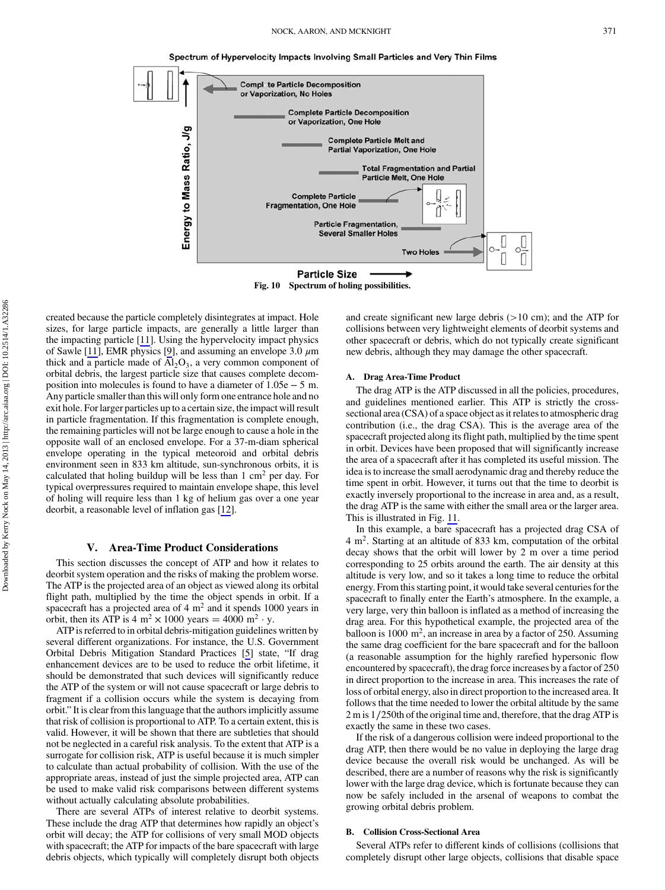Spectrum of Hypervelocity Impacts Involving Small Particles and Very Thin Films

Complete Particle Decomposition or Vaporization, No Holes

Complete Particle Decomposition or Vaporization, One Hole

Complete Particle Melt and Partial Vaporization, One Hole

Total Fragmentation and Partial Particle Melt, One Hole

Complete Particle Fragmentation, One Hole

Particle Fragmentation, Several Smaller Holes

Two Holes

Energy to Mass Ratio, J/g

Particle Size

**Fig. 10 Spectrum of holing possibilities.**

created because the particle completely disintegrates at impact. Hole sizes, for large particle impacts, are generally a little larger than the impacting particle [11]. Using the hypervelocity impact physics of Sawle [11], EMR physics [9], and assuming an envelope 3.0 $\mu$m thick and a particle made of $Al_2O_3$, a very common component of orbital debris, the largest particle size that causes complete decomposition into molecules is found to have a diameter of 1.05e − 5 m. Any particle smaller than this will only form one entrance hole and no exit hole. For larger particles up to a certain size, the impact will result in particle fragmentation. If this fragmentation is complete enough, the remaining particles will not be large enough to cause a hole in the opposite wall of an enclosed envelope. For a 37-m-diam spherical envelope operating in the typical meteoroid and orbital debris environment seen in 833 km altitude, sun-synchronous orbits, it is calculated that holing buildup will be less than 1 $cm^2$ per day. For typical overpressures required to maintain envelope shape, this level of holing will require less than 1 kg of helium gas over a one year deorbit, a reasonable level of inflation gas [12].

## V. Area-Time Product Considerations

This section discusses the concept of ATP and how it relates to deorbit system operation and the risks of making the problem worse. The ATP is the projected area of an object as viewed along its orbital flight path, multiplied by the time the object spends in orbit. If a spacecraft has a projected area of 4 $m^2$ and it spends 1000 years in orbit, then its ATP is 4 $m^2 \times 1000$ years = 4000 $m^2 \cdot y$.

ATP is referred to in orbital debris-mitigation guidelines written by several different organizations. For instance, the U.S. Government Orbital Debris Mitigation Standard Practices [5] state, "If drag enhancement devices are to be used to reduce the orbit lifetime, it should be demonstrated that such devices will significantly reduce the ATP of the system or will not cause spacecraft or large debris to fragment if a collision occurs while the system is decaying from orbit." It is clear from this language that the authors implicitly assume that risk of collision is proportional to ATP. To a certain extent, this is valid. However, it will be shown that there are subtleties that should not be neglected in a careful risk analysis. To the extent that ATP is a surrogate for collision risk, ATP is useful because it is much simpler to calculate than actual probability of collision. With the use of the appropriate areas, instead of just the simple projected area, ATP can be used to make valid risk comparisons between different systems without actually calculating absolute probabilities.

There are several ATPs of interest relative to deorbit systems. These include the drag ATP that determines how rapidly an object's orbit will decay; the ATP for collisions of very small MOD objects with spacecraft; the ATP for impacts of the bare spacecraft with large debris objects, which typically will completely disrupt both objects and create significant new large debris (>10 cm); and the ATP for collisions between very lightweight elements of deorbit systems and other spacecraft or debris, which do not typically create significant new debris, although they may damage the other spacecraft.

### A. Drag Area-Time Product

The drag ATP is the ATP discussed in all the policies, procedures, and guidelines mentioned earlier. This ATP is strictly the cross-sectional area (CSA) of a space object as it relates to atmospheric drag contribution (i.e., the drag CSA). This is the average area of the spacecraft projected along its flight path, multiplied by the time spent in orbit. Devices have been proposed that will significantly increase the area of a spacecraft after it has completed its useful mission. The idea is to increase the small aerodynamic drag and thereby reduce the time spent in orbit. However, it turns out that the time to deorbit is exactly inversely proportional to the increase in area and, as a result, the drag ATP is the same with either the small area or the larger area. This is illustrated in Fig. 11.

In this example, a bare spacecraft has a projected drag CSA of 4 $m^2$. Starting at an altitude of 833 km, computation of the orbital decay shows that the orbit will lower by 2 m over a time period corresponding to 25 orbits around the earth. The air density at this altitude is very low, and so it takes a long time to reduce the orbital energy. From this starting point, it would take several centuries for the spacecraft to finally enter the Earth's atmosphere. In the example, a very large, very thin balloon is inflated as a method of increasing the drag area. For this hypothetical example, the projected area of the balloon is 1000 $m^2$, an increase in area by a factor of 250. Assuming the same drag coefficient for the bare spacecraft and for the balloon (a reasonable assumption for the highly rarefied hypersonic flow encountered by spacecraft), the drag force increases by a factor of 250 in direct proportion to the increase in area. This increases the rate of loss of orbital energy, also in direct proportion to the increased area. It follows that the time needed to lower the orbital altitude by the same 2 m is 1/250th of the original time and, therefore, that the drag ATP is exactly the same in these two cases.

If the risk of a dangerous collision were indeed proportional to the drag ATP, then there would be no value in deploying the large drag device because the overall risk would be unchanged. As will be described, there are a number of reasons why the risk is significantly lower with the large drag device, which is fortunate because they can now be safely included in the arsenal of weapons to combat the growing orbital debris problem.

### B. Collision Cross-Sectional Area

Several ATPs refer to different kinds of collisions (collisions that completely disrupt other large objects, collisions that disable space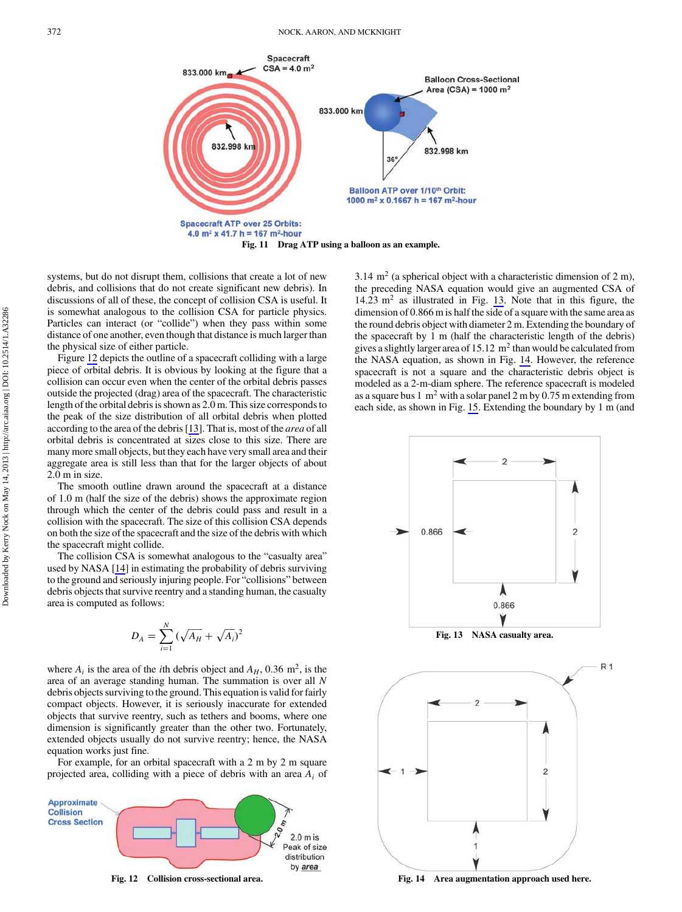Fig. 11 Drag ATP using a balloon as an example.

systems, but do not disrupt them, collisions that create a lot of new debris, and collisions that do not create significant new debris). In discussions of all of these, the concept of collision CSA is useful. It is somewhat analogous to the collision CSA for particle physics. Particles can interact (or "collide") when they pass within some distance of one another, even though that distance is much larger than the physical size of either particle.

Figure 12 depicts the outline of a spacecraft colliding with a large piece of orbital debris. It is obvious by looking at the figure that a collision can occur even when the center of the orbital debris passes outside the projected (drag) area of the spacecraft. The characteristic length of the orbital debris is shown as 2.0 m. This size corresponds to the peak of the size distribution of all orbital debris when plotted according to the area of the debris [13]. That is, most of the *area* of all orbital debris is concentrated at sizes close to this size. There are many more small objects, but they each have very small area and their aggregate area is still less than that for the larger objects of about 2.0 m in size.

The smooth outline drawn around the spacecraft at a distance of 1.0 m (half the size of the debris) shows the approximate region through which the center of the debris could pass and result in a collision with the spacecraft. The size of this collision CSA depends on both the size of the spacecraft and the size of the debris with which the spacecraft might collide.

The collision CSA is somewhat analogous to the "casualty area" used by NASA [14] in estimating the probability of debris surviving to the ground and seriously injuring people. For "collisions" between debris objects that survive reentry and a standing human, the casualty area is computed as follows:

$$D_A = \sum_{i=1}^{N} (\sqrt{A_H} + \sqrt{A_i})^2$$

where $A_i$ is the area of the $i$th debris object and $A_H$, 0.36 m$^2$, is the area of an average standing human. The summation is over all $N$ debris objects surviving to the ground. This equation is valid for fairly compact objects. However, it is seriously inaccurate for extended objects that survive reentry, such as tethers and booms, where one dimension is significantly greater than the other two. Fortunately, extended objects usually do not survive reentry; hence, the NASA equation works just fine.

For example, for an orbital spacecraft with a 2 m by 2 m square projected area, colliding with a piece of debris with an area $A_i$ of 3.14 m$^2$ (a spherical object with a characteristic dimension of 2 m), the preceding NASA equation would give an augmented CSA of 14.23 m$^2$ as illustrated in Fig. 13. Note that in this figure, the dimension of 0.866 m is half the side of a square with the same area as the round debris object with diameter 2 m. Extending the boundary of the spacecraft by 1 m (half the characteristic length of the debris) gives a slightly larger area of 15.12 m$^2$ than would be calculated from the NASA equation, as shown in Fig. 14. However, the reference spacecraft is not a square and the characteristic debris object is modeled as a 2-m-diam sphere. The reference spacecraft is modeled as a square bus 1 m$^2$ with a solar panel 2 m by 0.75 m extending from each side, as shown in Fig. 15. Extending the boundary by 1 m (and

Fig. 12 Collision cross-sectional area.

Fig. 13 NASA casualty area.

Fig. 14 Area augmentation approach used here.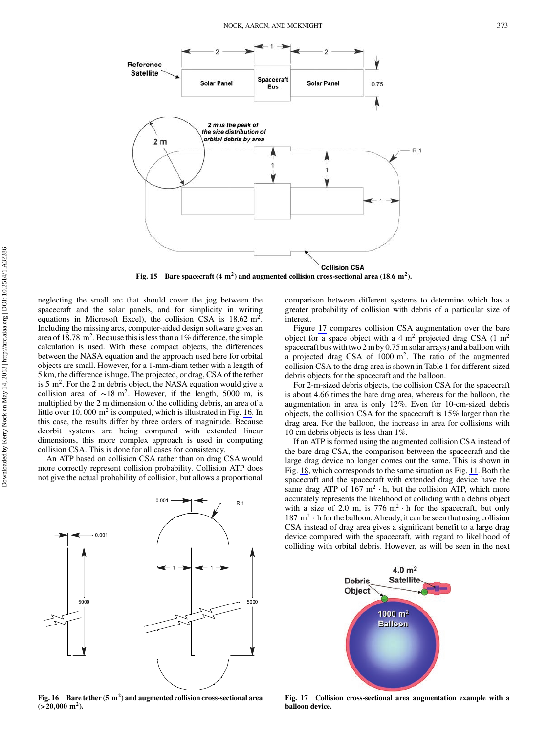Fig. 15 Bare spacecraft (4 $m^2$) and augmented collision cross-sectional area (18.6 $m^2$).

neglecting the small arc that should cover the jog between the spacecraft and the solar panels, and for simplicity in writing equations in Microsoft Excel), the collision CSA is 18.62 $m^2$. Including the missing arcs, computer-aided design software gives an area of 18.78 $m^2$. Because this is less than a 1% difference, the simple calculation is used. With these compact objects, the differences between the NASA equation and the approach used here for orbital objects are small. However, for a 1-mm-diam tether with a length of 5 km, the difference is huge. The projected, or drag, CSA of the tether is 5 $m^2$. For the 2 m debris object, the NASA equation would give a collision area of ~18 $m^2$. However, if the length, 5000 m, is multiplied by the 2 m dimension of the colliding debris, an area of a little over 10,000 $m^2$ is computed, which is illustrated in Fig. 16. In this case, the results differ by three orders of magnitude. Because deorbit systems are being compared with extended linear dimensions, this more complex approach is used in computing collision CSA. This is done for all cases for consistency.

An ATP based on collision CSA rather than on drag CSA would more correctly represent collision probability. Collision ATP does not give the actual probability of collision, but allows a proportional comparison between different systems to determine which has a greater probability of collision with debris of a particular size of interest.

Figure 17 compares collision CSA augmentation over the bare object for a space object with a 4 $m^2$ projected drag CSA (1 $m^2$ spacecraft bus with two 2 m by 0.75 m solar arrays) and a balloon with a projected drag CSA of 1000 $m^2$. The ratio of the augmented collision CSA to the drag area is shown in Table 1 for different-sized debris objects for the spacecraft and the balloon.

For 2-m-sized debris objects, the collision CSA for the spacecraft is about 4.66 times the bare drag area, whereas for the balloon, the augmentation in area is only 12%. Even for 10-cm-sized debris objects, the collision CSA for the spacecraft is 15% larger than the drag area. For the balloon, the increase in area for collisions with 10 cm debris objects is less than 1%.

If an ATP is formed using the augmented collision CSA instead of the bare drag CSA, the comparison between the spacecraft and the large drag device no longer comes out the same. This is shown in Fig. 18, which corresponds to the same situation as Fig. 11. Both the spacecraft and the spacecraft with extended drag device have the same drag ATP of 167 $m^2 \cdot h$, but the collision ATP, which more accurately represents the likelihood of colliding with a debris object with a size of 2.0 m, is 776 $m^2 \cdot h$ for the spacecraft, but only 187 $m^2 \cdot h$ for the balloon. Already, it can be seen that using collision CSA instead of drag area gives a significant benefit to a large drag device compared with the spacecraft, with regard to likelihood of colliding with orbital debris. However, as will be seen in the next

Fig. 16 Bare tether (5 $m^2$) and augmented collision cross-sectional area (>20,000 $m^2$).

Fig. 17 Collision cross-sectional area augmentation example with a balloon device.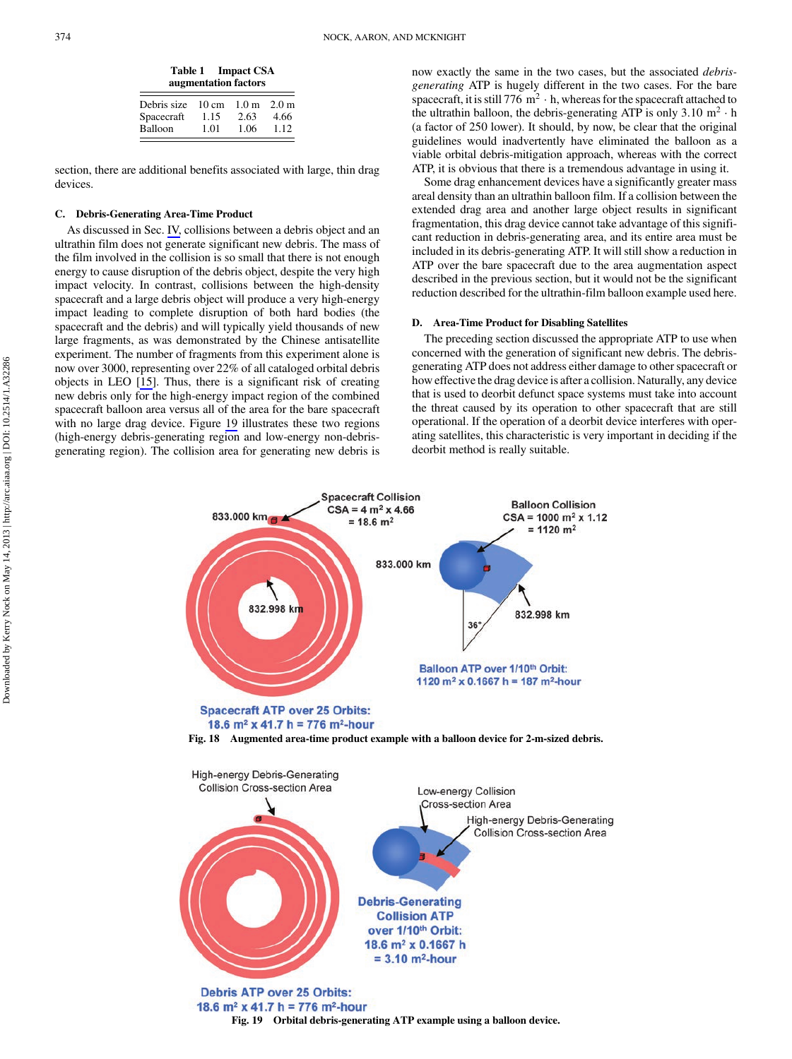Table 1 Impact CSA augmentation factors

| Debris size | 10 cm | 1.0 m | 2.0 m |
|---|---|---|---|
| Spacecraft | 1.15 | 2.63 | 4.66 |
| Balloon | 1.01 | 1.06 | 1.12 |

section, there are additional benefits associated with large, thin drag devices.

### C. Debris-Generating Area-Time Product

As discussed in Sec. IV, collisions between a debris object and an ultrathin film does not generate significant new debris. The mass of the film involved in the collision is so small that there is not enough energy to cause disruption of the debris object, despite the very high impact velocity. In contrast, collisions between the high-density spacecraft and a large debris object will produce a very high-energy impact leading to complete disruption of both hard bodies (the spacecraft and the debris) and will typically yield thousands of new large fragments, as was demonstrated by the Chinese antisatellite experiment. The number of fragments from this experiment alone is now over 3000, representing over 22% of all cataloged orbital debris objects in LEO [15]. Thus, there is a significant risk of creating new debris only for the high-energy impact region of the combined spacecraft balloon area versus all of the area for the bare spacecraft with no large drag device. Figure 19 illustrates these two regions (high-energy debris-generating region and low-energy non-debris-generating region). The collision area for generating new debris is now exactly the same in the two cases, but the associated *debris-generating* ATP is hugely different in the two cases. For the bare spacecraft, it is still 776 $m^2 \cdot h$, whereas for the spacecraft attached to the ultrathin balloon, the debris-generating ATP is only 3.10 $m^2 \cdot h$ (a factor of 250 lower). It should, by now, be clear that the original guidelines would inadvertently have eliminated the balloon as a viable orbital debris-mitigation approach, whereas with the correct ATP, it is obvious that there is a tremendous advantage in using it.

Some drag enhancement devices have a significantly greater mass areal density than an ultrathin balloon film. If a collision between the extended drag area and another large object results in significant fragmentation, this drag device cannot take advantage of this significant reduction in debris-generating area, and its entire area must be included in its debris-generating ATP. It will still show a reduction in ATP over the bare spacecraft due to the area augmentation aspect described in the previous section, but it would not be the significant reduction described for the ultrathin-film balloon example used here.

### D. Area-Time Product for Disabling Satellites

The preceding section discussed the appropriate ATP to use when concerned with the generation of significant new debris. The debris-generating ATP does not address either damage to other spacecraft or how effective the drag device is after a collision. Naturally, any device that is used to deorbit defunct space systems must take into account the threat caused by its operation to other spacecraft that are still operational. If the operation of a deorbit device interferes with operating satellites, this characteristic is very important in deciding if the deorbit method is really suitable.

Fig. 18 Augmented area-time product example with a balloon device for 2-m-sized debris.

Fig. 19 Orbital debris-generating ATP example using a balloon device.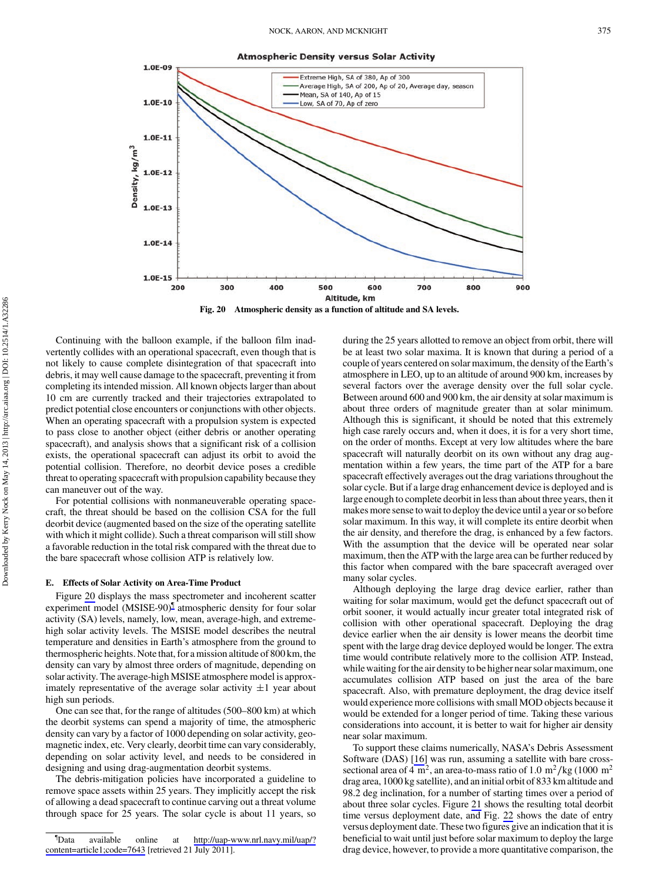Atmospheric Density versus Solar Activity

Density, kg/m³

1.0E-09
1.0E-10
1.0E-11
1.0E-12
1.0E-13
1.0E-14
1.0E-15

200 300 400 500 600 700 800 900

Altitude, km

Extreme High, SA of 380, Ap of 300
Average High, SA of 200, Ap of 20, Average day, season
Mean, SA of 140, Ap of 15
Low, SA of 70, Ap of zero

**Fig. 20 Atmospheric density as a function of altitude and SA levels.**

Continuing with the balloon example, if the balloon film inadvertently collides with an operational spacecraft, even though that is not likely to cause complete disintegration of that spacecraft into debris, it may well cause damage to the spacecraft, preventing it from completing its intended mission. All known objects larger than about 10 cm are currently tracked and their trajectories extrapolated to predict potential close encounters or conjunctions with other objects. When an operating spacecraft with a propulsion system is expected to pass close to another object (either debris or another operating spacecraft), and analysis shows that a significant risk of a collision exists, the operational spacecraft can adjust its orbit to avoid the potential collision. Therefore, no deorbit device poses a credible threat to operating spacecraft with propulsion capability because they can maneuver out of the way.

For potential collisions with nonmaneuverable operating spacecraft, the threat should be based on the collision CSA for the full deorbit device (augmented based on the size of the operating satellite with which it might collide). Such a threat comparison will still show a favorable reduction in the total risk compared with the threat due to the bare spacecraft whose collision ATP is relatively low.

### E. Effects of Solar Activity on Area-Time Product

Figure 20 displays the mass spectrometer and incoherent scatter experiment model (MSISE-90)[¶] atmospheric density for four solar activity (SA) levels, namely, low, mean, average-high, and extreme-high solar activity levels. The MSISE model describes the neutral temperature and densities in Earth's atmosphere from the ground to thermospheric heights. Note that, for a mission altitude of 800 km, the density can vary by almost three orders of magnitude, depending on solar activity. The average-high MSISE atmosphere model is approximately representative of the average solar activity ±1 year about high sun periods.

One can see that, for the range of altitudes (500–800 km) at which the deorbit systems can spend a majority of time, the atmospheric density can vary by a factor of 1000 depending on solar activity, geomagnetic index, etc. Very clearly, deorbit time can vary considerably, depending on solar activity level, and needs to be considered in designing and using drag-augmentation deorbit systems.

The debris-mitigation policies have incorporated a guideline to remove space assets within 25 years. They implicitly accept the risk of allowing a dead spacecraft to continue carving out a threat volume through space for 25 years. The solar cycle is about 11 years, so during the 25 years allotted to remove an object from orbit, there will be at least two solar maxima. It is known that during a period of a couple of years centered on solar maximum, the density of the Earth's atmosphere in LEO, up to an altitude of around 900 km, increases by several factors over the average density over the full solar cycle. Between around 600 and 900 km, the air density at solar maximum is about three orders of magnitude greater than at solar minimum. Although this is significant, it should be noted that this extremely high case rarely occurs and, when it does, it is for a very short time, on the order of months. Except at very low altitudes where the bare spacecraft will naturally deorbit on its own without any drag augmentation within a few years, the time part of the ATP for a bare spacecraft effectively averages out the drag variations throughout the solar cycle. But if a large drag enhancement device is deployed and is large enough to complete deorbit in less than about three years, then it makes more sense to wait to deploy the device until a year or so before solar maximum. In this way, it will complete its entire deorbit when the air density, and therefore the drag, is enhanced by a few factors. With the assumption that the device will be operated near solar maximum, then the ATP with the large area can be further reduced by this factor when compared with the bare spacecraft averaged over many solar cycles.

Although deploying the large drag device earlier, rather than waiting for solar maximum, would get the defunct spacecraft out of orbit sooner, it would actually incur greater total integrated risk of collision with other operational spacecraft. Deploying the drag device earlier when the air density is lower means the deorbit time spent with the large drag device deployed would be longer. The extra time would contribute relatively more to the collision ATP. Instead, while waiting for the air density to be higher near solar maximum, one accumulates collision ATP based on just the area of the bare spacecraft. Also, with premature deployment, the drag device itself would experience more collisions with small MOD objects because it would be extended for a longer period of time. Taking these various considerations into account, it is better to wait for higher air density near solar maximum.

To support these claims numerically, NASA's Debris Assessment Software (DAS) [16] was run, assuming a satellite with bare cross-sectional area of 4 m$^2$, an area-to-mass ratio of 1.0 m$^2$/kg (1000 m$^2$ drag area, 1000 kg satellite), and an initial orbit of 833 km altitude and 98.2 deg inclination, for a number of starting times over a period of about three solar cycles. Figure 21 shows the resulting total deorbit time versus deployment date, and Fig. 22 shows the date of entry versus deployment date. These two figures give an indication that it is beneficial to wait until just before solar maximum to deploy the large drag device, however, to provide a more quantitative comparison, the

[¶]Data available online at http://uap-www.nrl.navy.mil/uap/?content=article1;code=7643 [retrieved 21 July 2011].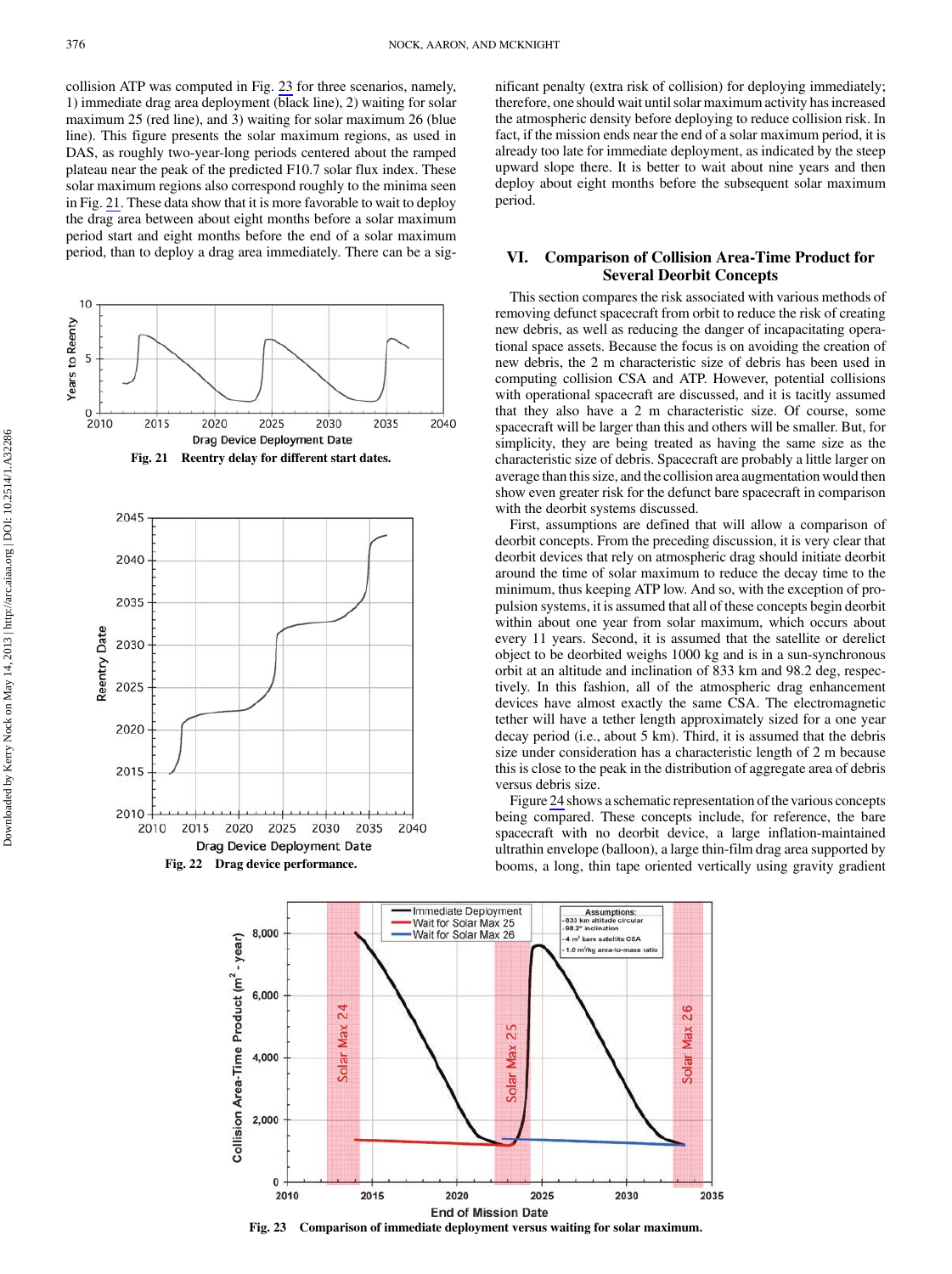collision ATP was computed in Fig. 23 for three scenarios, namely, 1) immediate drag area deployment (black line), 2) waiting for solar maximum 25 (red line), and 3) waiting for solar maximum 26 (blue line). This figure presents the solar maximum regions, as used in DAS, as roughly two-year-long periods centered about the ramped plateau near the peak of the predicted F10.7 solar flux index. These solar maximum regions also correspond roughly to the minima seen in Fig. 21. These data show that it is more favorable to wait to deploy the drag area between about eight months before a solar maximum period start and eight months before the end of a solar maximum period, than to deploy a drag area immediately. There can be a significant penalty (extra risk of collision) for deploying immediately; therefore, one should wait until solar maximum activity has increased the atmospheric density before deploying to reduce collision risk. In fact, if the mission ends near the end of a solar maximum period, it is already too late for immediate deployment, as indicated by the steep upward slope there. It is better to wait about nine years and then deploy about eight months before the subsequent solar maximum period.

Years to Reenty
Drag Device Deployment Date
10
5
0
2010 2015 2020 2025 2030 2035 2040

**Fig. 21 Reentry delay for different start dates.**

Reentry Date
Drag Device Deployment Date
2045 2040 2035 2030 2025 2020 2015 2010
2010 2015 2020 2025 2030 2035 2040

**Fig. 22 Drag device performance.**

## VI. Comparison of Collision Area-Time Product for Several Deorbit Concepts

This section compares the risk associated with various methods of removing defunct spacecraft from orbit to reduce the risk of creating new debris, as well as reducing the danger of incapacitating operational space assets. Because the focus is on avoiding the creation of new debris, the 2 m characteristic size of debris has been used in computing collision CSA and ATP. However, potential collisions with operational spacecraft are discussed, and it is tacitly assumed that they also have a 2 m characteristic size. Of course, some spacecraft will be larger than this and others will be smaller. But, for simplicity, they are being treated as having the same size as the characteristic size of debris. Spacecraft are probably a little larger on average than this size, and the collision area augmentation would then show even greater risk for the defunct bare spacecraft in comparison with the deorbit systems discussed.

First, assumptions are defined that will allow a comparison of deorbit concepts. From the preceding discussion, it is very clear that deorbit devices that rely on atmospheric drag should initiate deorbit around the time of solar maximum to reduce the decay time to the minimum, thus keeping ATP low. And so, with the exception of propulsion systems, it is assumed that all of these concepts begin deorbit within about one year from solar maximum, which occurs about every 11 years. Second, it is assumed that the satellite or derelict object to be deorbited weighs 1000 kg and is in a sun-synchronous orbit at an altitude and inclination of 833 km and 98.2 deg, respectively. In this fashion, all of the atmospheric drag enhancement devices have almost exactly the same CSA. The electromagnetic tether will have a tether length approximately sized for a one year decay period (i.e., about 5 km). Third, it is assumed that the debris size under consideration has a characteristic length of 2 m because this is close to the peak in the distribution of aggregate area of debris versus debris size.

Figure 24 shows a schematic representation of the various concepts being compared. These concepts include, for reference, the bare spacecraft with no deorbit device, a large inflation-maintained ultrathin envelope (balloon), a large thin-film drag area supported by booms, a long, thin tape oriented vertically using gravity gradient

Collision Area-Time Product (m² - year)
End of Mission Date
Immediate Deployment
Wait for Solar Max 25
Wait for Solar Max 26
Assumptions:
-833 km altitude circular
-98.2° inclination
-4 m² bare satellite CSA
-1.0 m²/kg area-to-mass ratio
Solar Max 24
Solar Max 25
Solar Max 26
8,000
6,000
4,000
2,000
0
2010 2015 2020 2025 2030 2035

**Fig. 23 Comparison of immediate deployment versus waiting for solar maximum.**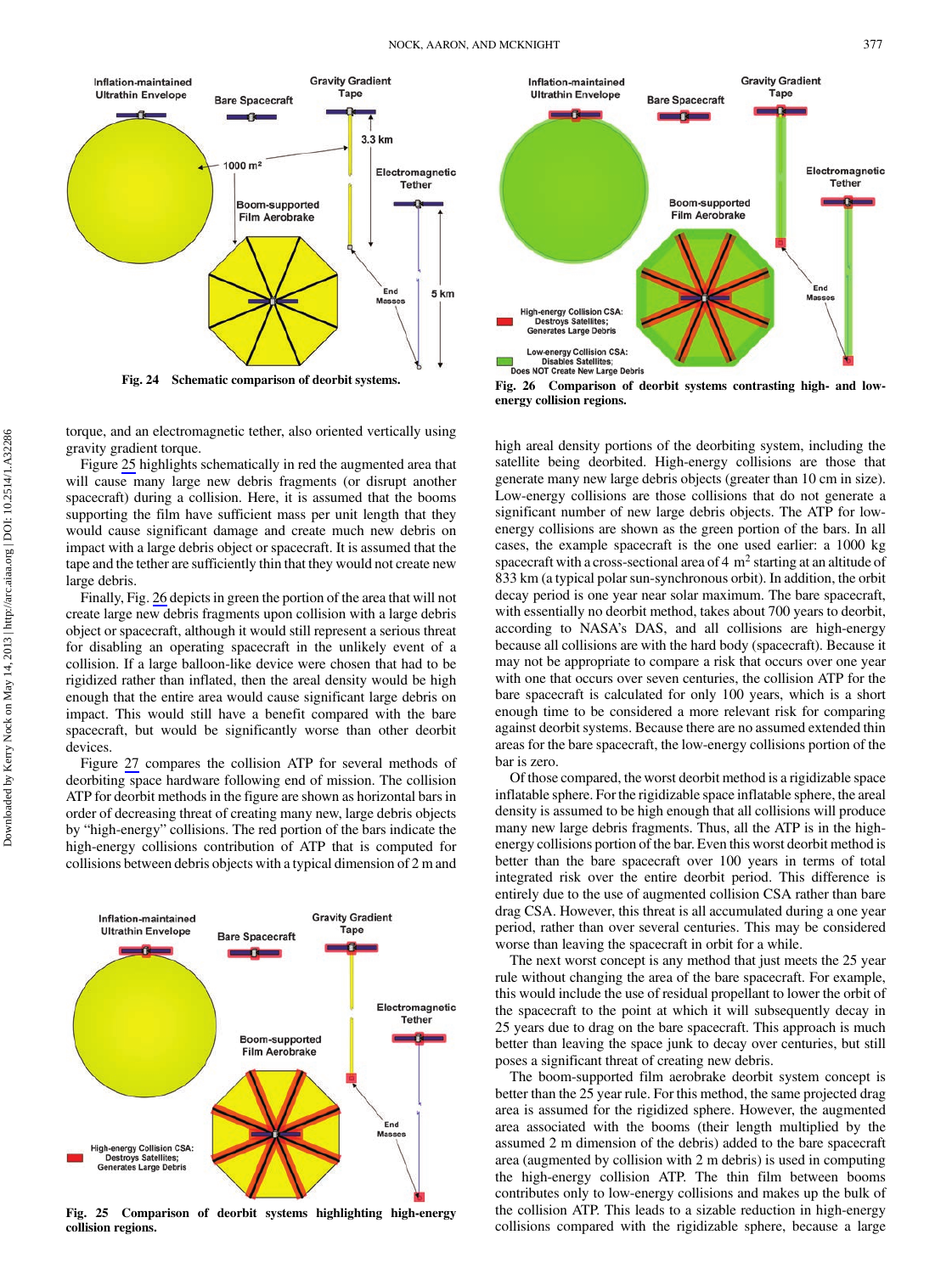Fig. 24 Schematic comparison of deorbit systems.

Fig. 26 Comparison of deorbit systems contrasting high- and low-energy collision regions.

torque, and an electromagnetic tether, also oriented vertically using gravity gradient torque.

Figure 25 highlights schematically in red the augmented area that will cause many large new debris fragments (or disrupt another spacecraft) during a collision. Here, it is assumed that the booms supporting the film have sufficient mass per unit length that they would cause significant damage and create much new debris on impact with a large debris object or spacecraft. It is assumed that the tape and the tether are sufficiently thin that they would not create new large debris.

Finally, Fig. 26 depicts in green the portion of the area that will not create large new debris fragments upon collision with a large debris object or spacecraft, although it would still represent a serious threat for disabling an operating spacecraft in the unlikely event of a collision. If a large balloon-like device were chosen that had to be rigidized rather than inflated, then the areal density would be high enough that the entire area would cause significant large debris on impact. This would still have a benefit compared with the bare spacecraft, but would be significantly worse than other deorbit devices.

Figure 27 compares the collision ATP for several methods of deorbiting space hardware following end of mission. The collision ATP for deorbit methods in the figure are shown as horizontal bars in order of decreasing threat of creating many new, large debris objects by "high-energy" collisions. The red portion of the bars indicate the high-energy collisions contribution of ATP that is computed for collisions between debris objects with a typical dimension of 2 m and

Fig. 25 Comparison of deorbit systems highlighting high-energy collision regions.

high areal density portions of the deorbiting system, including the satellite being deorbited. High-energy collisions are those that generate many new large debris objects (greater than 10 cm in size). Low-energy collisions are those collisions that do not generate a significant number of new large debris objects. The ATP for low-energy collisions are shown as the green portion of the bars. In all cases, the example spacecraft is the one used earlier: a 1000 kg spacecraft with a cross-sectional area of 4 $m^2$ starting at an altitude of 833 km (a typical polar sun-synchronous orbit). In addition, the orbit decay period is one year near solar maximum. The bare spacecraft, with essentially no deorbit method, takes about 700 years to deorbit, according to NASA's DAS, and all collisions are high-energy because all collisions are with the hard body (spacecraft). Because it may not be appropriate to compare a risk that occurs over one year with one that occurs over seven centuries, the collision ATP for the bare spacecraft is calculated for only 100 years, which is a short enough time to be considered a more relevant risk for comparing against deorbit systems. Because there are no assumed extended thin areas for the bare spacecraft, the low-energy collisions portion of the bar is zero.

Of those compared, the worst deorbit method is a rigidizable space inflatable sphere. For the rigidizable space inflatable sphere, the areal density is assumed to be high enough that all collisions will produce many new large debris fragments. Thus, all the ATP is in the high-energy collisions portion of the bar. Even this worst deorbit method is better than the bare spacecraft over 100 years in terms of total integrated risk over the entire deorbit period. This difference is entirely due to the use of augmented collision CSA rather than bare drag CSA. However, this threat is all accumulated during a one year period, rather than over several centuries. This may be considered worse than leaving the spacecraft in orbit for a while.

The next worst concept is any method that just meets the 25 year rule without changing the area of the bare spacecraft. For example, this would include the use of residual propellant to lower the orbit of the spacecraft to the point at which it will subsequently decay in 25 years due to drag on the bare spacecraft. This approach is much better than leaving the space junk to decay over centuries, but still poses a significant threat of creating new debris.

The boom-supported film aerobrake deorbit system concept is better than the 25 year rule. For this method, the same projected drag area is assumed for the rigidized sphere. However, the augmented area associated with the booms (their length multiplied by the assumed 2 m dimension of the debris) added to the bare spacecraft area (augmented by collision with 2 m debris) is used in computing the high-energy collision ATP. The thin film between booms contributes only to low-energy collisions and makes up the bulk of the collision ATP. This leads to a sizable reduction in high-energy collisions compared with the rigidizable sphere, because a large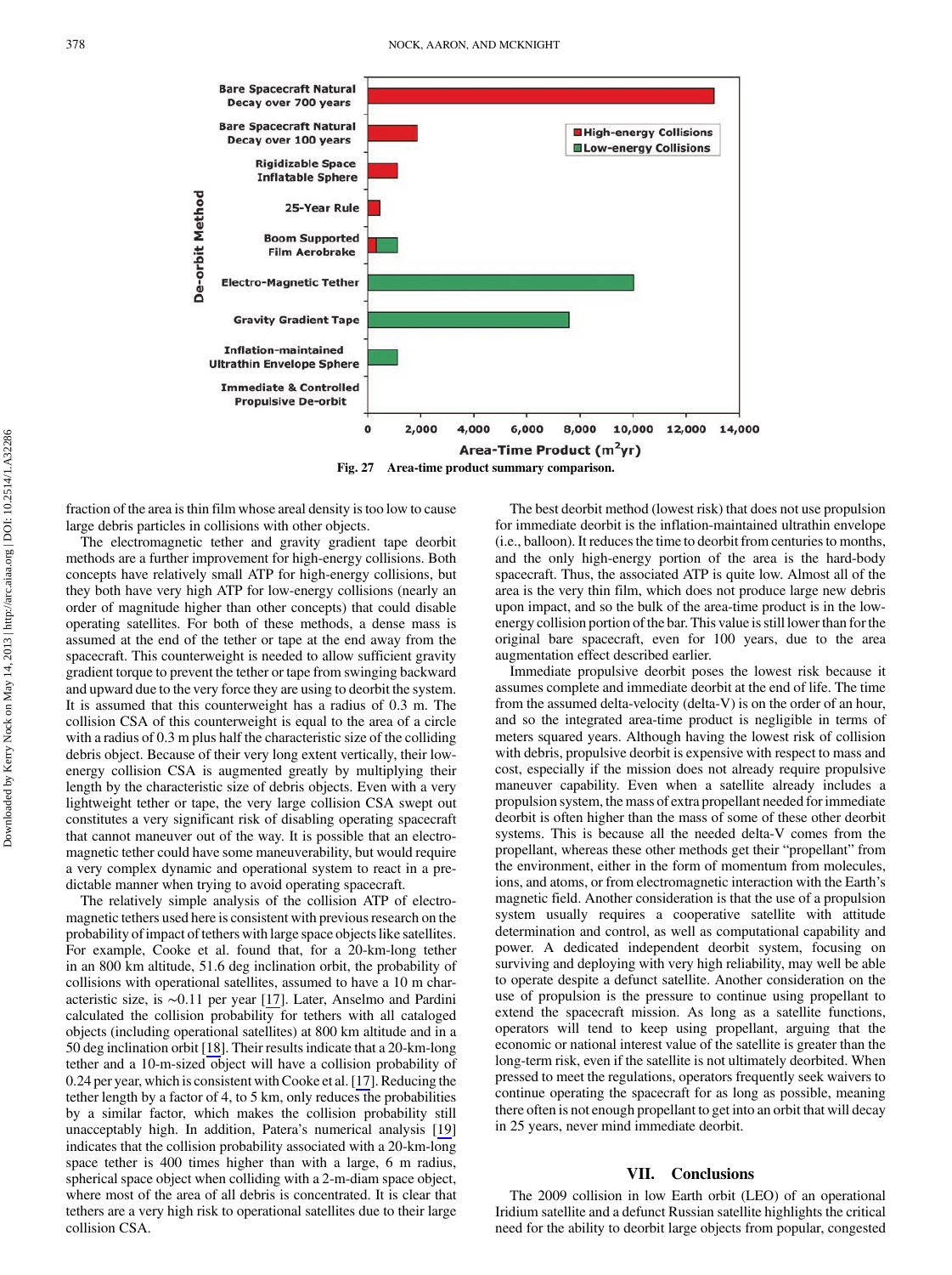De-orbit Method

Bare Spacecraft Natural Decay over 700 years

Bare Spacecraft Natural Decay over 100 years

Rigidizable Space Inflatable Sphere

25-Year Rule

Boom Supported Film Aerobrake

Electro-Magnetic Tether

Gravity Gradient Tape

Inflation-maintained Ultrathin Envelope Sphere

Immediate & Controlled Propulsive De-orbit

High-energy Collisions

Low-energy Collisions

0 2,000 4,000 6,000 8,000 10,000 12,000 14,000

Area-Time Product ($m^2yr$)

**Fig. 27 Area-time product summary comparison.**

fraction of the area is thin film whose areal density is too low to cause large debris particles in collisions with other objects.

The electromagnetic tether and gravity gradient tape deorbit methods are a further improvement for high-energy collisions. Both concepts have relatively small ATP for high-energy collisions, but they both have very high ATP for low-energy collisions (nearly an order of magnitude higher than other concepts) that could disable operating satellites. For both of these methods, a dense mass is assumed at the end of the tether or tape at the end away from the spacecraft. This counterweight is needed to allow sufficient gravity gradient torque to prevent the tether or tape from swinging backward and upward due to the very force they are using to deorbit the system. It is assumed that this counterweight has a radius of 0.3 m. The collision CSA of this counterweight is equal to the area of a circle with a radius of 0.3 m plus half the characteristic size of the colliding debris object. Because of their very long extent vertically, their low-energy collision CSA is augmented greatly by multiplying their length by the characteristic size of debris objects. Even with a very lightweight tether or tape, the very large collision CSA swept out constitutes a very significant risk of disabling operating spacecraft that cannot maneuver out of the way. It is possible that an electromagnetic tether could have some maneuverability, but would require a very complex dynamic and operational system to react in a predictable manner when trying to avoid operating spacecraft.

The relatively simple analysis of the collision ATP of electromagnetic tethers used here is consistent with previous research on the probability of impact of tethers with large space objects like satellites. For example, Cooke et al. found that, for a 20-km-long tether in an 800 km altitude, 51.6 deg inclination orbit, the probability of collisions with operational satellites, assumed to have a 10 m characteristic size, is ~0.11 per year [17]. Later, Anselmo and Pardini calculated the collision probability for tethers with all cataloged objects (including operational satellites) at 800 km altitude and in a 50 deg inclination orbit [18]. Their results indicate that a 20-km-long tether and a 10-m-sized object will have a collision probability of 0.24 per year, which is consistent with Cooke et al. [17]. Reducing the tether length by a factor of 4, to 5 km, only reduces the probabilities by a similar factor, which makes the collision probability still unacceptably high. In addition, Patera's numerical analysis [19] indicates that the collision probability associated with a 20-km-long space tether is 400 times higher than with a large, 6 m radius, spherical space object when colliding with a 2-m-diam space object, where most of the area of all debris is concentrated. It is clear that tethers are a very high risk to operational satellites due to their large collision CSA.

The best deorbit method (lowest risk) that does not use propulsion for immediate deorbit is the inflation-maintained ultrathin envelope (i.e., balloon). It reduces the time to deorbit from centuries to months, and the only high-energy portion of the area is the hard-body spacecraft. Thus, the associated ATP is quite low. Almost all of the area is the very thin film, which does not produce large new debris upon impact, and so the bulk of the area-time product is in the low-energy collision portion of the bar. This value is still lower than for the original bare spacecraft, even for 100 years, due to the area augmentation effect described earlier.

Immediate propulsive deorbit poses the lowest risk because it assumes complete and immediate deorbit at the end of life. The time from the assumed delta-velocity (delta-V) is on the order of an hour, and so the integrated area-time product is negligible in terms of meters squared years. Although having the lowest risk of collision with debris, propulsive deorbit is expensive with respect to mass and cost, especially if the mission does not already require propulsive maneuver capability. Even when a satellite already includes a propulsion system, the mass of extra propellant needed for immediate deorbit is often higher than the mass of some of these other deorbit systems. This is because all the needed delta-V comes from the propellant, whereas these other methods get their "propellant" from the environment, either in the form of momentum from molecules, ions, and atoms, or from electromagnetic interaction with the Earth's magnetic field. Another consideration is that the use of a propulsion system usually requires a cooperative satellite with attitude determination and control, as well as computational capability and power. A dedicated independent deorbit system, focusing on surviving and deploying with very high reliability, may well be able to operate despite a defunct satellite. Another consideration on the use of propulsion is the pressure to continue using propellant to extend the spacecraft mission. As long as a satellite functions, operators will tend to keep using propellant, arguing that the economic or national interest value of the satellite is greater than the long-term risk, even if the satellite is not ultimately deorbited. When pressed to meet the regulations, operators frequently seek waivers to continue operating the spacecraft for as long as possible, meaning there often is not enough propellant to get into an orbit that will decay in 25 years, never mind immediate deorbit.

## VII. Conclusions

The 2009 collision in low Earth orbit (LEO) of an operational Iridium satellite and a defunct Russian satellite highlights the critical need for the ability to deorbit large objects from popular, congested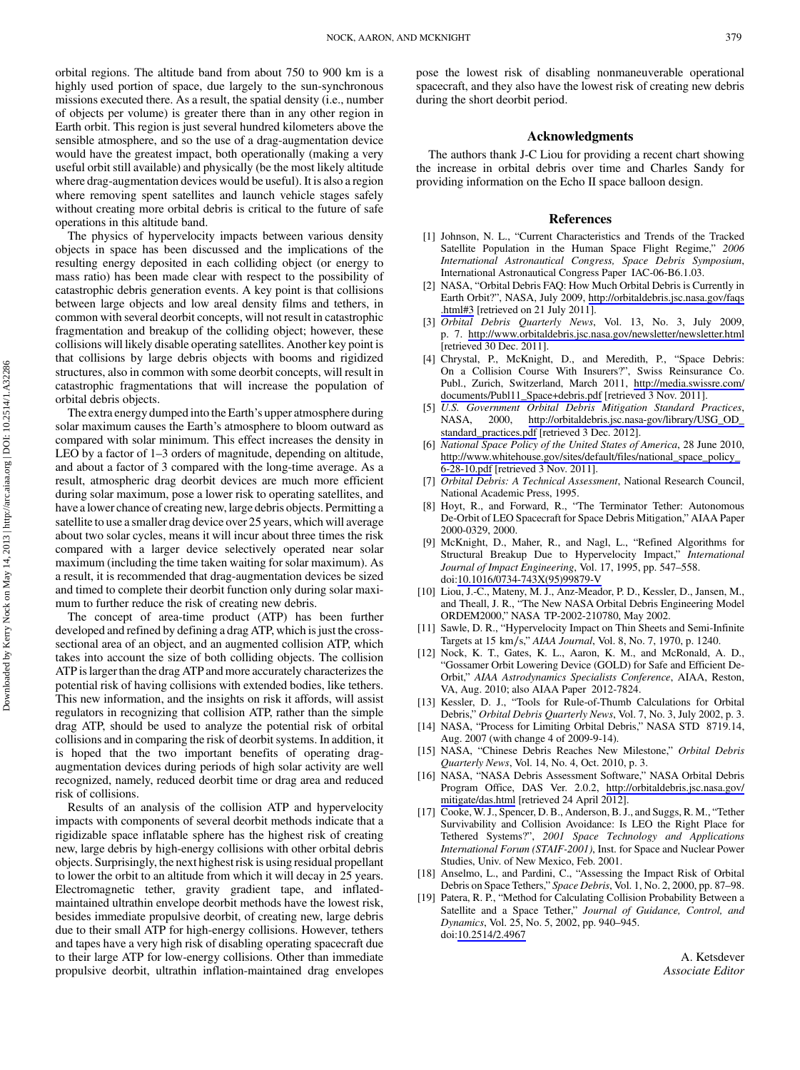orbital regions. The altitude band from about 750 to 900 km is a highly used portion of space, due largely to the sun-synchronous missions executed there. As a result, the spatial density (i.e., number of objects per volume) is greater there than in any other region in Earth orbit. This region is just several hundred kilometers above the sensible atmosphere, and so the use of a drag-augmentation device would have the greatest impact, both operationally (making a very useful orbit still available) and physically (be the most likely altitude where drag-augmentation devices would be useful). It is also a region where removing spent satellites and launch vehicle stages safely without creating more orbital debris is critical to the future of safe operations in this altitude band.

The physics of hypervelocity impacts between various density objects in space has been discussed and the implications of the resulting energy deposited in each colliding object (or energy to mass ratio) has been made clear with respect to the possibility of catastrophic debris generation events. A key point is that collisions between large objects and low areal density films and tethers, in common with several deorbit concepts, will not result in catastrophic fragmentation and breakup of the colliding object; however, these collisions will likely disable operating satellites. Another key point is that collisions by large debris objects with booms and rigidized structures, also in common with some deorbit concepts, will result in catastrophic fragmentations that will increase the population of orbital debris objects.

The extra energy dumped into the Earth's upper atmosphere during solar maximum causes the Earth's atmosphere to bloom outward as compared with solar minimum. This effect increases the density in LEO by a factor of 1–3 orders of magnitude, depending on altitude, and about a factor of 3 compared with the long-time average. As a result, atmospheric drag deorbit devices are much more efficient during solar maximum, pose a lower risk to operating satellites, and have a lower chance of creating new, large debris objects. Permitting a satellite to use a smaller drag device over 25 years, which will average about two solar cycles, means it will incur about three times the risk compared with a larger device selectively operated near solar maximum (including the time taken waiting for solar maximum). As a result, it is recommended that drag-augmentation devices be sized and timed to complete their deorbit function only during solar maximum to further reduce the risk of creating new debris.

The concept of area-time product (ATP) has been further developed and refined by defining a drag ATP, which is just the cross-sectional area of an object, and an augmented collision ATP, which takes into account the size of both colliding objects. The collision ATP is larger than the drag ATP and more accurately characterizes the potential risk of having collisions with extended bodies, like tethers. This new information, and the insights on risk it affords, will assist regulators in recognizing that collision ATP, rather than the simple drag ATP, should be used to analyze the potential risk of orbital collisions and in comparing the risk of deorbit systems. In addition, it is hoped that the two important benefits of operating drag-augmentation devices during periods of high solar activity are well recognized, namely, reduced deorbit time or drag area and reduced risk of collisions.

Results of an analysis of the collision ATP and hypervelocity impacts with components of several deorbit methods indicate that a rigidizable space inflatable sphere has the highest risk of creating new, large debris by high-energy collisions with other orbital debris objects. Surprisingly, the next highest risk is using residual propellant to lower the orbit to an altitude from which it will decay in 25 years. Electromagnetic tether, gravity gradient tape, and inflated-maintained ultrathin envelope deorbit methods have the lowest risk, besides immediate propulsive deorbit, of creating new, large debris due to their small ATP for high-energy collisions. However, tethers and tapes have a very high risk of disabling operating spacecraft due to their large ATP for low-energy collisions. Other than immediate propulsive deorbit, ultrathin inflation-maintained drag envelopes pose the lowest risk of disabling nonmaneuverable operational spacecraft, and they also have the lowest risk of creating new debris during the short deorbit period.

## Acknowledgments

The authors thank J-C Liou for providing a recent chart showing the increase in orbital debris over time and Charles Sandy for providing information on the Echo II space balloon design.

## References

[1] Johnson, N. L., "Current Characteristics and Trends of the Tracked Satellite Population in the Human Space Flight Regime," *2006 International Astronautical Congress, Space Debris Symposium*, International Astronautical Congress Paper IAC-06-B6.1.03.

[2] NASA, "Orbital Debris FAQ: How Much Orbital Debris is Currently in Earth Orbit?", NASA, July 2009, http://orbitaldebris.jsc.nasa.gov/faqs.html#3 [retrieved on 21 July 2011].

[3] *Orbital Debris Quarterly News*, Vol. 13, No. 3, July 2009, p. 7. http://www.orbitaldebris.jsc.nasa.gov/newsletter/newsletter.html [retrieved 30 Dec. 2011].

[4] Chrystal, P., McKnight, D., and Meredith, P., "Space Debris: On a Collision Course With Insurers?", Swiss Reinsurance Co. Publ., Zurich, Switzerland, March 2011, http://media.swissre.com/documents/Publ11_Space+debris.pdf [retrieved 3 Nov. 2011].

[5] *U.S. Government Orbital Debris Mitigation Standard Practices*, NASA, 2000, http://orbitaldebris.jsc.nasa-gov/library/USG_OD_standard_practices.pdf [retrieved 3 Dec. 2012].

[6] *National Space Policy of the United States of America*, 28 June 2010, http://www.whitehouse.gov/sites/default/files/national_space_policy_6-28-10.pdf [retrieved 3 Nov. 2011].

[7] *Orbital Debris: A Technical Assessment*, National Research Council, National Academic Press, 1995.

[8] Hoyt, R., and Forward, R., "The Terminator Tether: Autonomous De-Orbit of LEO Spacecraft for Space Debris Mitigation," AIAA Paper 2000-0329, 2000.

[9] McKnight, D., Maher, R., and Nagl, L., "Refined Algorithms for Structural Breakup Due to Hypervelocity Impact," *International Journal of Impact Engineering*, Vol. 17, 1995, pp. 547–558. doi:10.1016/0734-743X(95)99879-V

[10] Liou, J.-C., Mateny, M. J., Anz-Meador, P. D., Kessler, D., Jansen, M., and Theall, J. R., "The New NASA Orbital Debris Engineering Model ORDEM2000," NASA TP-2002-210780, May 2002.

[11] Sawle, D. R., "Hypervelocity Impact on Thin Sheets and Semi-Infinite Targets at 15 km/s," *AIAA Journal*, Vol. 8, No. 7, 1970, p. 1240.

[12] Nock, K. T., Gates, K. L., Aaron, K. M., and McRonald, A. D., "Gossamer Orbit Lowering Device (GOLD) for Safe and Efficient De-Orbit," *AIAA Astrodynamics Specialists Conference*, AIAA, Reston, VA, Aug. 2010; also AIAA Paper 2012-7824.

[13] Kessler, D. J., "Tools for Rule-of-Thumb Calculations for Orbital Debris," *Orbital Debris Quarterly News*, Vol. 7, No. 3, July 2002, p. 3.

[14] NASA, "Process for Limiting Orbital Debris," NASA STD 8719.14, Aug. 2007 (with change 4 of 2009-9-14).

[15] NASA, "Chinese Debris Reaches New Milestone," *Orbital Debris Quarterly News*, Vol. 14, No. 4, Oct. 2010, p. 3.

[16] NASA, "NASA Debris Assessment Software," NASA Orbital Debris Program Office, DAS Ver. 2.0.2, http://orbitaldebris.jsc.nasa.gov/mitigate/das.html [retrieved 24 April 2012].

[17] Cooke, W. J., Spencer, D. B., Anderson, B. J., and Suggs, R. M., "Tether Survivability and Collision Avoidance: Is LEO the Right Place for Tethered Systems?", *2001 Space Technology and Applications International Forum (STAIF-2001)*, Inst. for Space and Nuclear Power Studies, Univ. of New Mexico, Feb. 2001.

[18] Anselmo, L., and Pardini, C., "Assessing the Impact Risk of Orbital Debris on Space Tethers," *Space Debris*, Vol. 1, No. 2, 2000, pp. 87–98.

[19] Patera, R. P., "Method for Calculating Collision Probability Between a Satellite and a Space Tether," *Journal of Guidance, Control, and Dynamics*, Vol. 25, No. 5, 2002, pp. 940–945. doi:10.2514/2.4967

A. Ketsdever
*Associate Editor*